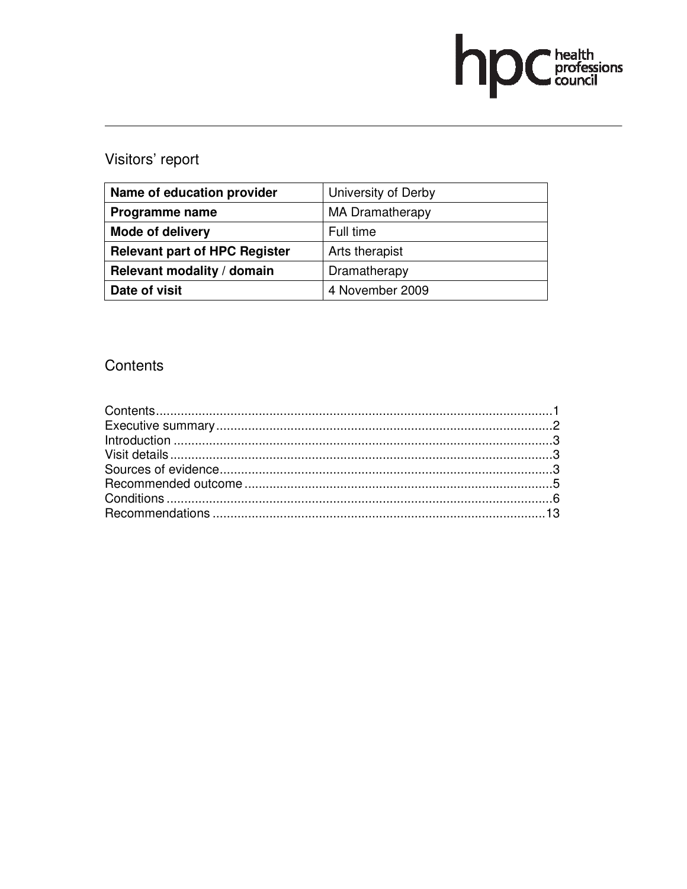# Visitors' report

| Name of education provider | University of Derby |
|---|---|
| Programme name | MA Dramatherapy |
| Mode of delivery | Full time |
| Relevant part of HPC Register | Arts therapist |
| Relevant modality / domain | Dramatherapy |
| Date of visit | 4 November 2009 |

## Contents

Contents...1
Executive summary...2
Introduction...3
Visit details...3
Sources of evidence...3
Recommended outcome...5
Conditions...6
Recommendations...13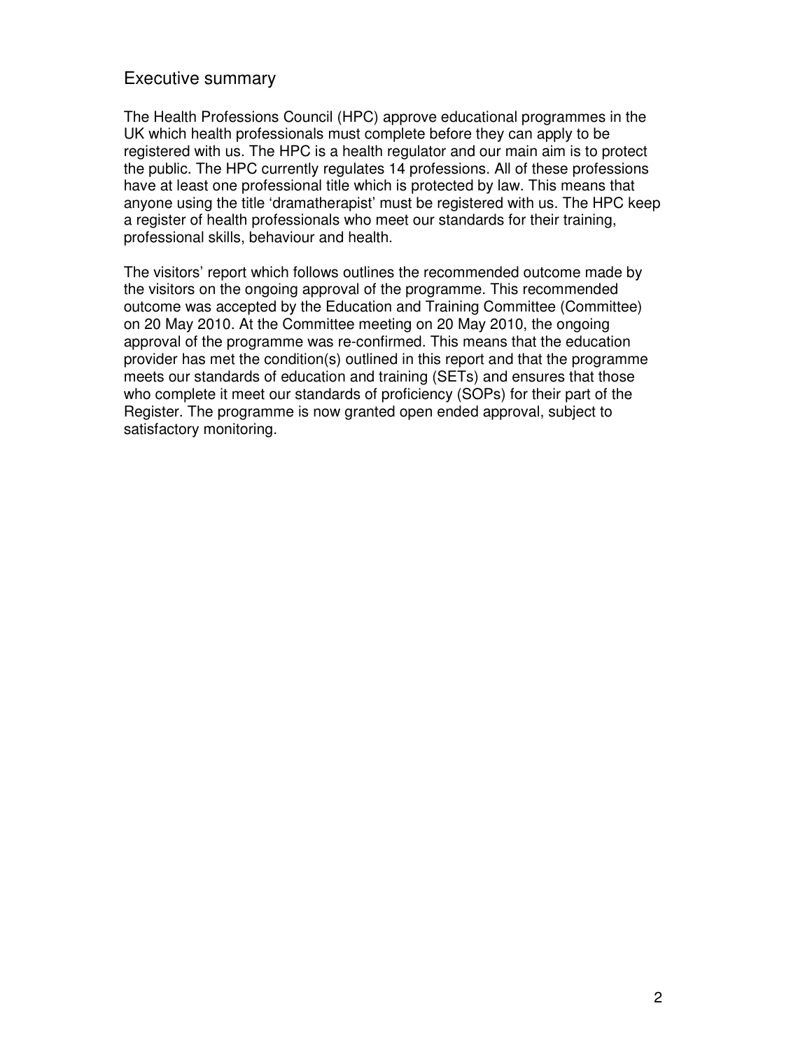## Executive summary

The Health Professions Council (HPC) approve educational programmes in the UK which health professionals must complete before they can apply to be registered with us. The HPC is a health regulator and our main aim is to protect the public. The HPC currently regulates 14 professions. All of these professions have at least one professional title which is protected by law. This means that anyone using the title 'dramatherapist' must be registered with us. The HPC keep a register of health professionals who meet our standards for their training, professional skills, behaviour and health.

The visitors' report which follows outlines the recommended outcome made by the visitors on the ongoing approval of the programme. This recommended outcome was accepted by the Education and Training Committee (Committee) on 20 May 2010. At the Committee meeting on 20 May 2010, the ongoing approval of the programme was re-confirmed. This means that the education provider has met the condition(s) outlined in this report and that the programme meets our standards of education and training (SETs) and ensures that those who complete it meet our standards of proficiency (SOPs) for their part of the Register. The programme is now granted open ended approval, subject to satisfactory monitoring.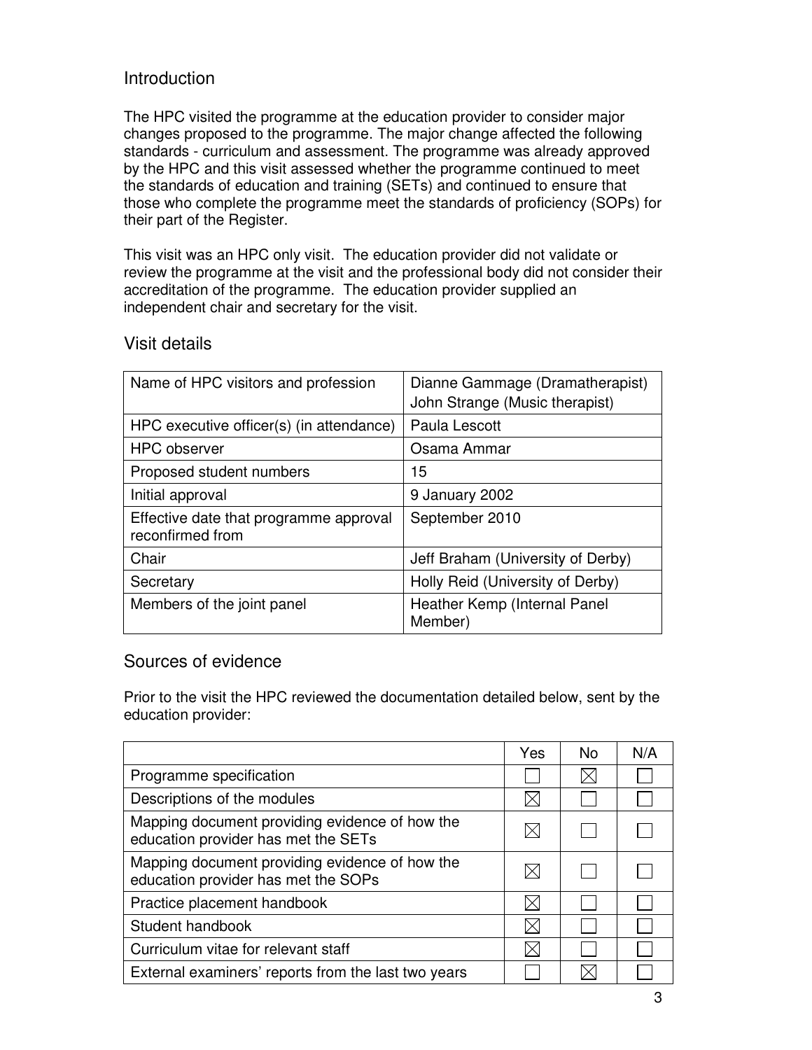## Introduction

The HPC visited the programme at the education provider to consider major changes proposed to the programme. The major change affected the following standards - curriculum and assessment. The programme was already approved by the HPC and this visit assessed whether the programme continued to meet the standards of education and training (SETs) and continued to ensure that those who complete the programme meet the standards of proficiency (SOPs) for their part of the Register.

This visit was an HPC only visit. The education provider did not validate or review the programme at the visit and the professional body did not consider their accreditation of the programme. The education provider supplied an independent chair and secretary for the visit.

## Visit details

| | |
|---|---|
| Name of HPC visitors and profession | Dianne Gammage (Dramatherapist)<br>John Strange (Music therapist) |
| HPC executive officer(s) (in attendance) | Paula Lescott |
| HPC observer | Osama Ammar |
| Proposed student numbers | 15 |
| Initial approval | 9 January 2002 |
| Effective date that programme approval reconfirmed from | September 2010 |
| Chair | Jeff Braham (University of Derby) |
| Secretary | Holly Reid (University of Derby) |
| Members of the joint panel | Heather Kemp (Internal Panel Member) |

## Sources of evidence

Prior to the visit the HPC reviewed the documentation detailed below, sent by the education provider:

| | Yes | No | N/A |
|---|---|---|---|
| Programme specification | ☐ | ☒ | ☐ |
| Descriptions of the modules | ☒ | ☐ | ☐ |
| Mapping document providing evidence of how the education provider has met the SETs | ☒ | ☐ | ☐ |
| Mapping document providing evidence of how the education provider has met the SOPs | ☒ | ☐ | ☐ |
| Practice placement handbook | ☒ | ☐ | ☐ |
| Student handbook | ☒ | ☐ | ☐ |
| Curriculum vitae for relevant staff | ☒ | ☐ | ☐ |
| External examiners' reports from the last two years | ☐ | ☒ | ☐ |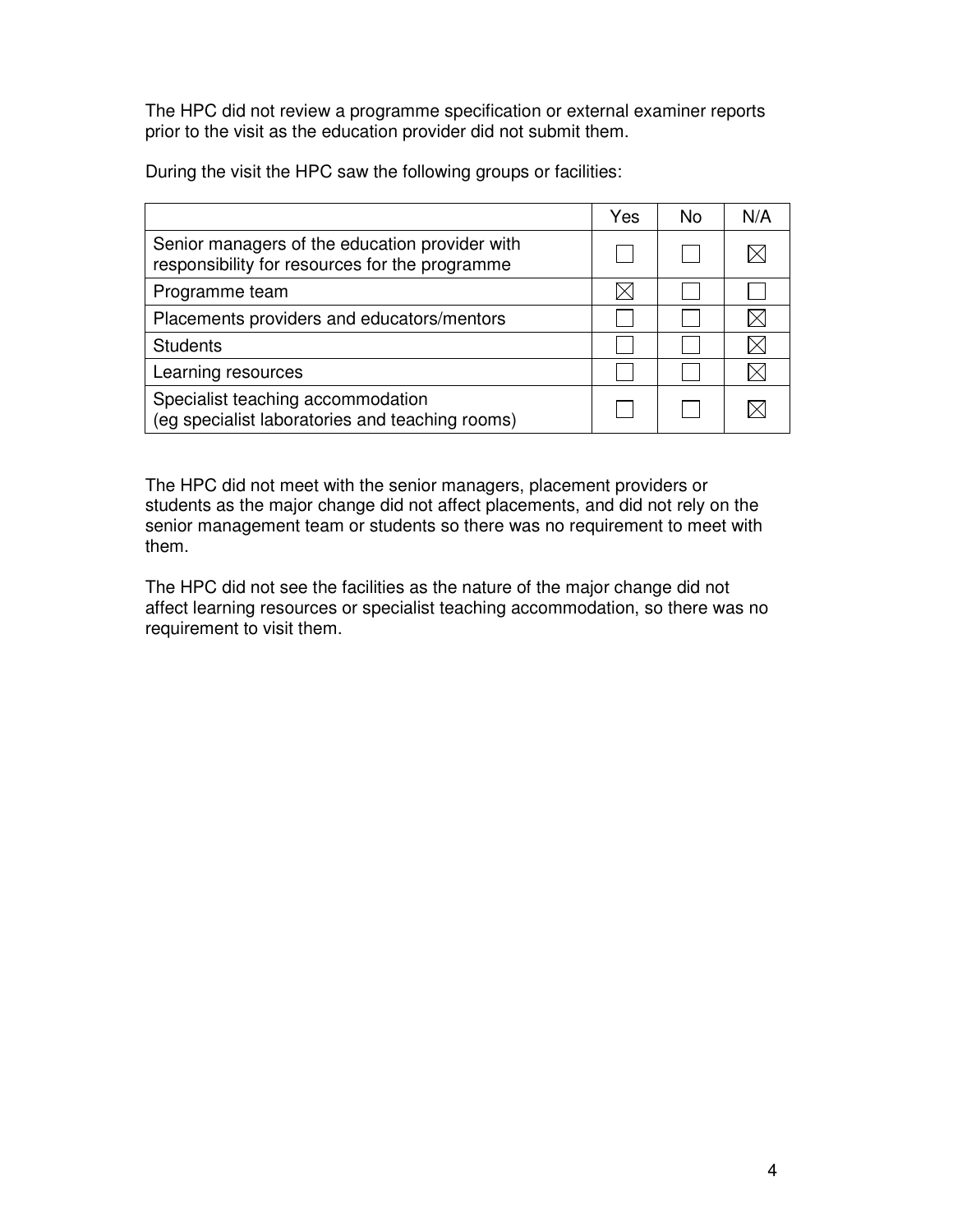The HPC did not review a programme specification or external examiner reports prior to the visit as the education provider did not submit them.

During the visit the HPC saw the following groups or facilities:

| | Yes | No | N/A |
|---|---|---|---|
| Senior managers of the education provider with responsibility for resources for the programme | ☐ | ☐ | ☒ |
| Programme team | ☒ | ☐ | ☐ |
| Placements providers and educators/mentors | ☐ | ☐ | ☒ |
| Students | ☐ | ☐ | ☒ |
| Learning resources | ☐ | ☐ | ☒ |
| Specialist teaching accommodation (eg specialist laboratories and teaching rooms) | ☐ | ☐ | ☒ |

The HPC did not meet with the senior managers, placement providers or students as the major change did not affect placements, and did not rely on the senior management team or students so there was no requirement to meet with them.

The HPC did not see the facilities as the nature of the major change did not affect learning resources or specialist teaching accommodation, so there was no requirement to visit them.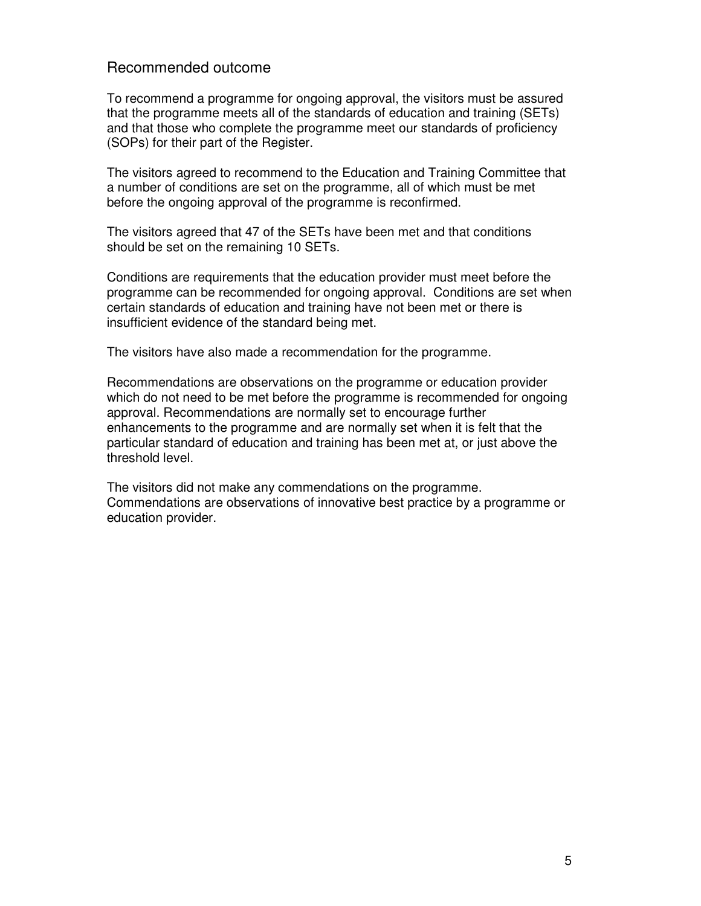## Recommended outcome

To recommend a programme for ongoing approval, the visitors must be assured that the programme meets all of the standards of education and training (SETs) and that those who complete the programme meet our standards of proficiency (SOPs) for their part of the Register.

The visitors agreed to recommend to the Education and Training Committee that a number of conditions are set on the programme, all of which must be met before the ongoing approval of the programme is reconfirmed.

The visitors agreed that 47 of the SETs have been met and that conditions should be set on the remaining 10 SETs.

Conditions are requirements that the education provider must meet before the programme can be recommended for ongoing approval. Conditions are set when certain standards of education and training have not been met or there is insufficient evidence of the standard being met.

The visitors have also made a recommendation for the programme.

Recommendations are observations on the programme or education provider which do not need to be met before the programme is recommended for ongoing approval. Recommendations are normally set to encourage further enhancements to the programme and are normally set when it is felt that the particular standard of education and training has been met at, or just above the threshold level.

The visitors did not make any commendations on the programme. Commendations are observations of innovative best practice by a programme or education provider.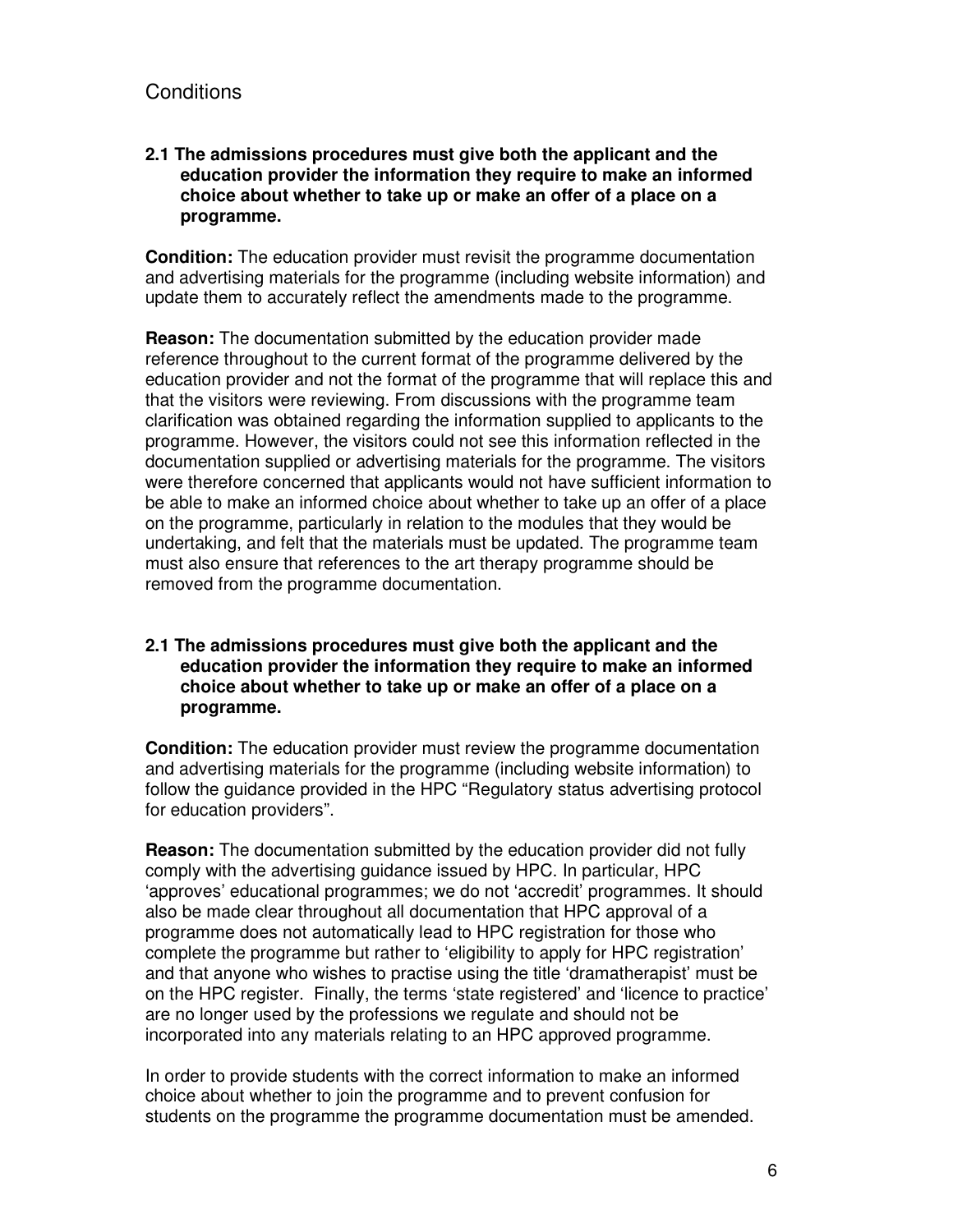## Conditions

**2.1 The admissions procedures must give both the applicant and the education provider the information they require to make an informed choice about whether to take up or make an offer of a place on a programme.**

**Condition:** The education provider must revisit the programme documentation and advertising materials for the programme (including website information) and update them to accurately reflect the amendments made to the programme.

**Reason:** The documentation submitted by the education provider made reference throughout to the current format of the programme delivered by the education provider and not the format of the programme that will replace this and that the visitors were reviewing. From discussions with the programme team clarification was obtained regarding the information supplied to applicants to the programme. However, the visitors could not see this information reflected in the documentation supplied or advertising materials for the programme. The visitors were therefore concerned that applicants would not have sufficient information to be able to make an informed choice about whether to take up an offer of a place on the programme, particularly in relation to the modules that they would be undertaking, and felt that the materials must be updated. The programme team must also ensure that references to the art therapy programme should be removed from the programme documentation.

**2.1 The admissions procedures must give both the applicant and the education provider the information they require to make an informed choice about whether to take up or make an offer of a place on a programme.**

**Condition:** The education provider must review the programme documentation and advertising materials for the programme (including website information) to follow the guidance provided in the HPC "Regulatory status advertising protocol for education providers".

**Reason:** The documentation submitted by the education provider did not fully comply with the advertising guidance issued by HPC. In particular, HPC 'approves' educational programmes; we do not 'accredit' programmes. It should also be made clear throughout all documentation that HPC approval of a programme does not automatically lead to HPC registration for those who complete the programme but rather to 'eligibility to apply for HPC registration' and that anyone who wishes to practise using the title 'dramatherapist' must be on the HPC register. Finally, the terms 'state registered' and 'licence to practice' are no longer used by the professions we regulate and should not be incorporated into any materials relating to an HPC approved programme.

In order to provide students with the correct information to make an informed choice about whether to join the programme and to prevent confusion for students on the programme the programme documentation must be amended.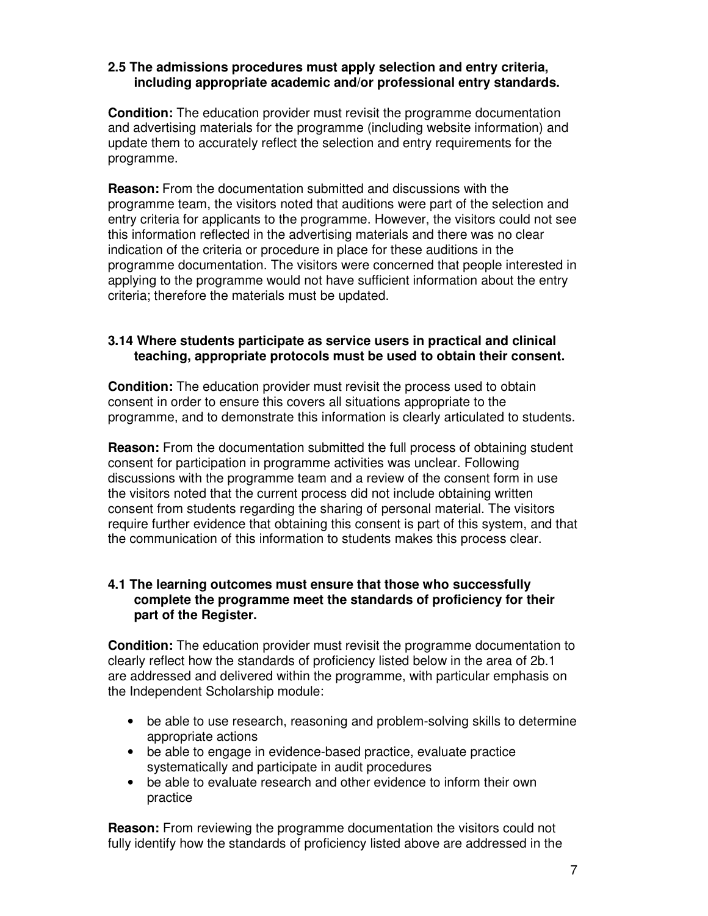**2.5 The admissions procedures must apply selection and entry criteria, including appropriate academic and/or professional entry standards.**

**Condition:** The education provider must revisit the programme documentation and advertising materials for the programme (including website information) and update them to accurately reflect the selection and entry requirements for the programme.

**Reason:** From the documentation submitted and discussions with the programme team, the visitors noted that auditions were part of the selection and entry criteria for applicants to the programme. However, the visitors could not see this information reflected in the advertising materials and there was no clear indication of the criteria or procedure in place for these auditions in the programme documentation. The visitors were concerned that people interested in applying to the programme would not have sufficient information about the entry criteria; therefore the materials must be updated.

**3.14 Where students participate as service users in practical and clinical teaching, appropriate protocols must be used to obtain their consent.**

**Condition:** The education provider must revisit the process used to obtain consent in order to ensure this covers all situations appropriate to the programme, and to demonstrate this information is clearly articulated to students.

**Reason:** From the documentation submitted the full process of obtaining student consent for participation in programme activities was unclear. Following discussions with the programme team and a review of the consent form in use the visitors noted that the current process did not include obtaining written consent from students regarding the sharing of personal material. The visitors require further evidence that obtaining this consent is part of this system, and that the communication of this information to students makes this process clear.

**4.1 The learning outcomes must ensure that those who successfully complete the programme meet the standards of proficiency for their part of the Register.**

**Condition:** The education provider must revisit the programme documentation to clearly reflect how the standards of proficiency listed below in the area of 2b.1 are addressed and delivered within the programme, with particular emphasis on the Independent Scholarship module:

- be able to use research, reasoning and problem-solving skills to determine appropriate actions
- be able to engage in evidence-based practice, evaluate practice systematically and participate in audit procedures
- be able to evaluate research and other evidence to inform their own practice

**Reason:** From reviewing the programme documentation the visitors could not fully identify how the standards of proficiency listed above are addressed in the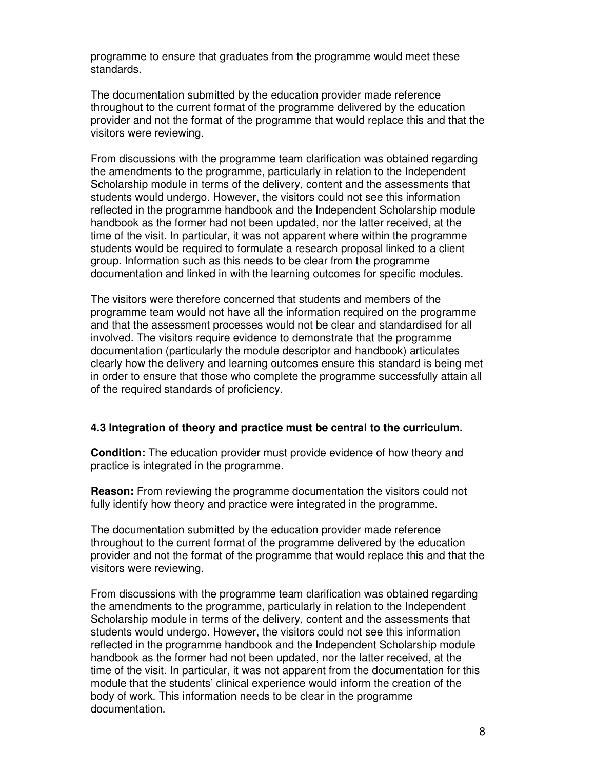programme to ensure that graduates from the programme would meet these standards.

The documentation submitted by the education provider made reference throughout to the current format of the programme delivered by the education provider and not the format of the programme that would replace this and that the visitors were reviewing.

From discussions with the programme team clarification was obtained regarding the amendments to the programme, particularly in relation to the Independent Scholarship module in terms of the delivery, content and the assessments that students would undergo. However, the visitors could not see this information reflected in the programme handbook and the Independent Scholarship module handbook as the former had not been updated, nor the latter received, at the time of the visit. In particular, it was not apparent where within the programme students would be required to formulate a research proposal linked to a client group. Information such as this needs to be clear from the programme documentation and linked in with the learning outcomes for specific modules.

The visitors were therefore concerned that students and members of the programme team would not have all the information required on the programme and that the assessment processes would not be clear and standardised for all involved. The visitors require evidence to demonstrate that the programme documentation (particularly the module descriptor and handbook) articulates clearly how the delivery and learning outcomes ensure this standard is being met in order to ensure that those who complete the programme successfully attain all of the required standards of proficiency.

**4.3 Integration of theory and practice must be central to the curriculum.**

**Condition:** The education provider must provide evidence of how theory and practice is integrated in the programme.

**Reason:** From reviewing the programme documentation the visitors could not fully identify how theory and practice were integrated in the programme.

The documentation submitted by the education provider made reference throughout to the current format of the programme delivered by the education provider and not the format of the programme that would replace this and that the visitors were reviewing.

From discussions with the programme team clarification was obtained regarding the amendments to the programme, particularly in relation to the Independent Scholarship module in terms of the delivery, content and the assessments that students would undergo. However, the visitors could not see this information reflected in the programme handbook and the Independent Scholarship module handbook as the former had not been updated, nor the latter received, at the time of the visit. In particular, it was not apparent from the documentation for this module that the students' clinical experience would inform the creation of the body of work. This information needs to be clear in the programme documentation.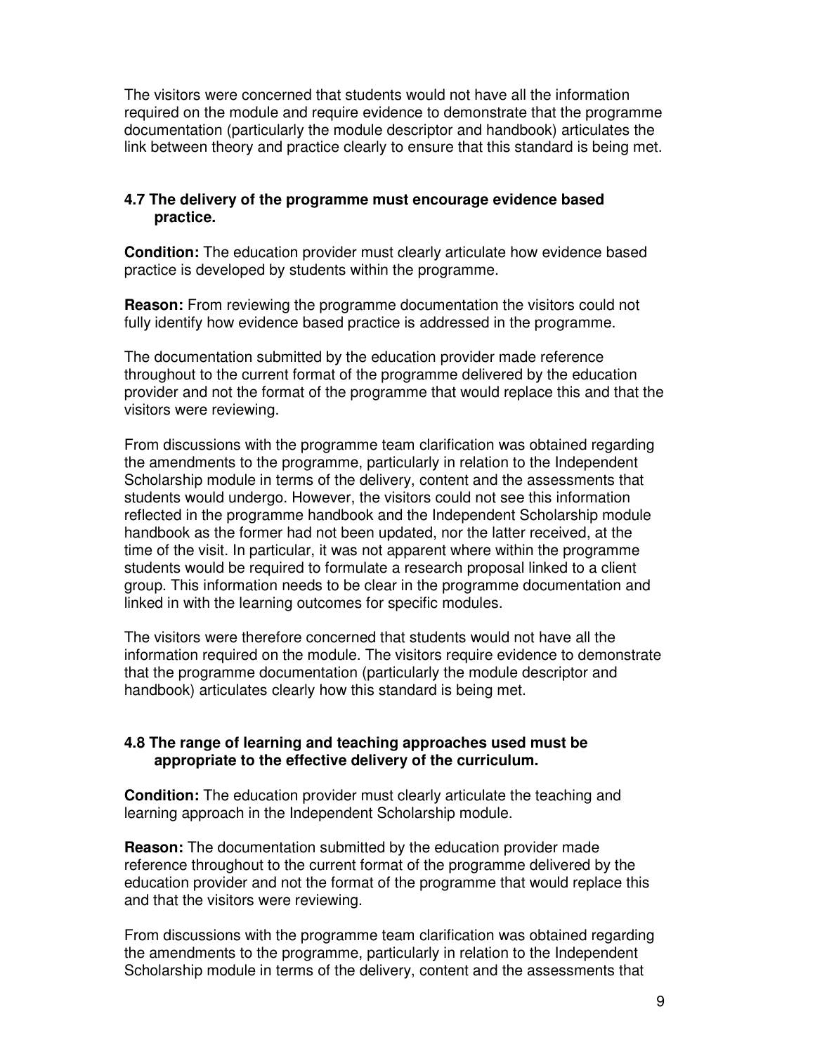The visitors were concerned that students would not have all the information required on the module and require evidence to demonstrate that the programme documentation (particularly the module descriptor and handbook) articulates the link between theory and practice clearly to ensure that this standard is being met.

### 4.7 The delivery of the programme must encourage evidence based practice.

**Condition:** The education provider must clearly articulate how evidence based practice is developed by students within the programme.

**Reason:** From reviewing the programme documentation the visitors could not fully identify how evidence based practice is addressed in the programme.

The documentation submitted by the education provider made reference throughout to the current format of the programme delivered by the education provider and not the format of the programme that would replace this and that the visitors were reviewing.

From discussions with the programme team clarification was obtained regarding the amendments to the programme, particularly in relation to the Independent Scholarship module in terms of the delivery, content and the assessments that students would undergo. However, the visitors could not see this information reflected in the programme handbook and the Independent Scholarship module handbook as the former had not been updated, nor the latter received, at the time of the visit. In particular, it was not apparent where within the programme students would be required to formulate a research proposal linked to a client group. This information needs to be clear in the programme documentation and linked in with the learning outcomes for specific modules.

The visitors were therefore concerned that students would not have all the information required on the module. The visitors require evidence to demonstrate that the programme documentation (particularly the module descriptor and handbook) articulates clearly how this standard is being met.

### 4.8 The range of learning and teaching approaches used must be appropriate to the effective delivery of the curriculum.

**Condition:** The education provider must clearly articulate the teaching and learning approach in the Independent Scholarship module.

**Reason:** The documentation submitted by the education provider made reference throughout to the current format of the programme delivered by the education provider and not the format of the programme that would replace this and that the visitors were reviewing.

From discussions with the programme team clarification was obtained regarding the amendments to the programme, particularly in relation to the Independent Scholarship module in terms of the delivery, content and the assessments that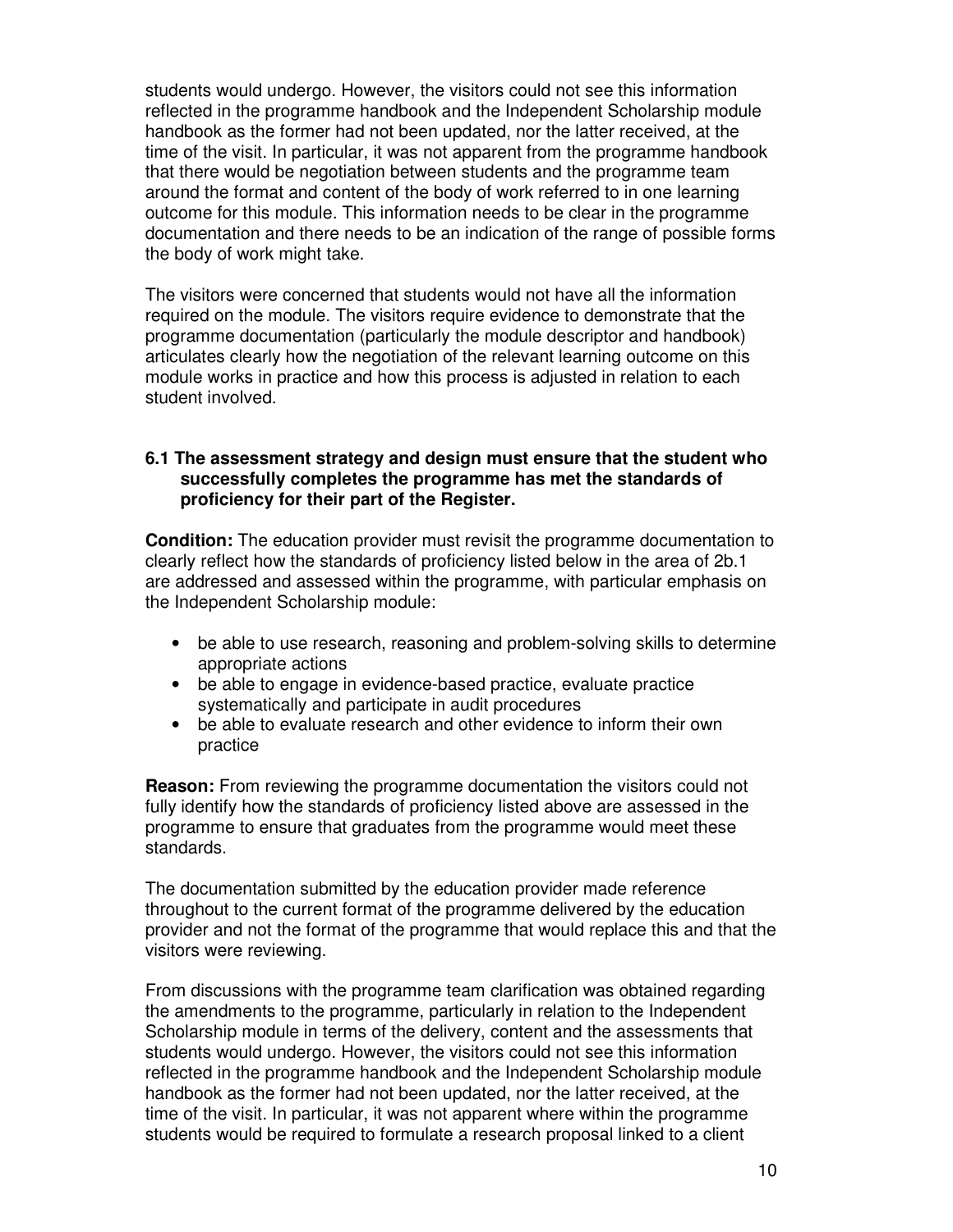students would undergo. However, the visitors could not see this information reflected in the programme handbook and the Independent Scholarship module handbook as the former had not been updated, nor the latter received, at the time of the visit. In particular, it was not apparent from the programme handbook that there would be negotiation between students and the programme team around the format and content of the body of work referred to in one learning outcome for this module. This information needs to be clear in the programme documentation and there needs to be an indication of the range of possible forms the body of work might take.

The visitors were concerned that students would not have all the information required on the module. The visitors require evidence to demonstrate that the programme documentation (particularly the module descriptor and handbook) articulates clearly how the negotiation of the relevant learning outcome on this module works in practice and how this process is adjusted in relation to each student involved.

**6.1 The assessment strategy and design must ensure that the student who successfully completes the programme has met the standards of proficiency for their part of the Register.**

**Condition:** The education provider must revisit the programme documentation to clearly reflect how the standards of proficiency listed below in the area of 2b.1 are addressed and assessed within the programme, with particular emphasis on the Independent Scholarship module:

- be able to use research, reasoning and problem-solving skills to determine appropriate actions
- be able to engage in evidence-based practice, evaluate practice systematically and participate in audit procedures
- be able to evaluate research and other evidence to inform their own practice

**Reason:** From reviewing the programme documentation the visitors could not fully identify how the standards of proficiency listed above are assessed in the programme to ensure that graduates from the programme would meet these standards.

The documentation submitted by the education provider made reference throughout to the current format of the programme delivered by the education provider and not the format of the programme that would replace this and that the visitors were reviewing.

From discussions with the programme team clarification was obtained regarding the amendments to the programme, particularly in relation to the Independent Scholarship module in terms of the delivery, content and the assessments that students would undergo. However, the visitors could not see this information reflected in the programme handbook and the Independent Scholarship module handbook as the former had not been updated, nor the latter received, at the time of the visit. In particular, it was not apparent where within the programme students would be required to formulate a research proposal linked to a client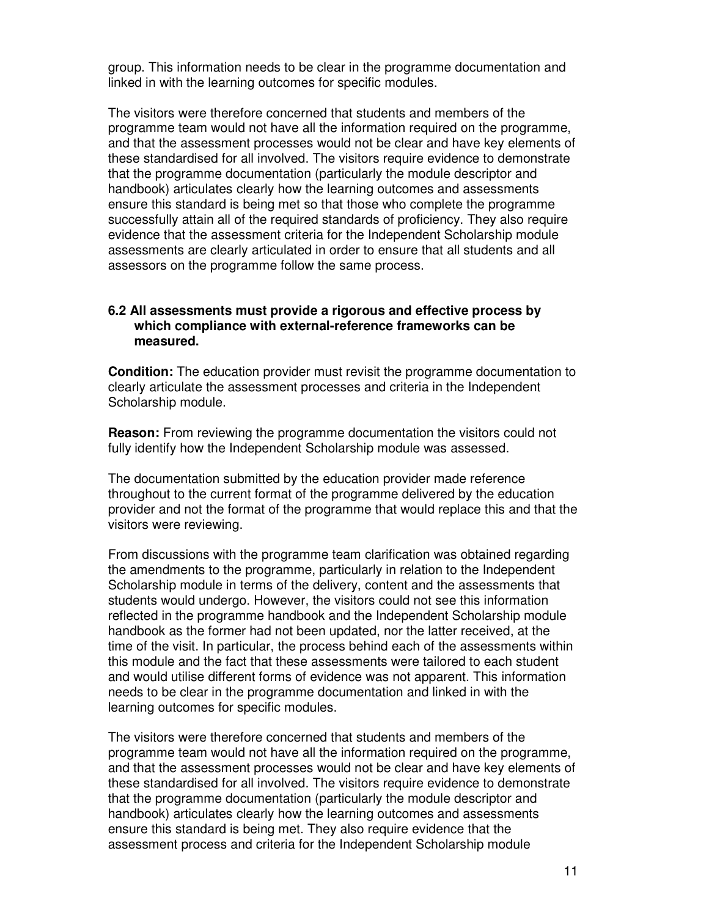group. This information needs to be clear in the programme documentation and linked in with the learning outcomes for specific modules.

The visitors were therefore concerned that students and members of the programme team would not have all the information required on the programme, and that the assessment processes would not be clear and have key elements of these standardised for all involved. The visitors require evidence to demonstrate that the programme documentation (particularly the module descriptor and handbook) articulates clearly how the learning outcomes and assessments ensure this standard is being met so that those who complete the programme successfully attain all of the required standards of proficiency. They also require evidence that the assessment criteria for the Independent Scholarship module assessments are clearly articulated in order to ensure that all students and all assessors on the programme follow the same process.

**6.2 All assessments must provide a rigorous and effective process by which compliance with external-reference frameworks can be measured.**

**Condition:** The education provider must revisit the programme documentation to clearly articulate the assessment processes and criteria in the Independent Scholarship module.

**Reason:** From reviewing the programme documentation the visitors could not fully identify how the Independent Scholarship module was assessed.

The documentation submitted by the education provider made reference throughout to the current format of the programme delivered by the education provider and not the format of the programme that would replace this and that the visitors were reviewing.

From discussions with the programme team clarification was obtained regarding the amendments to the programme, particularly in relation to the Independent Scholarship module in terms of the delivery, content and the assessments that students would undergo. However, the visitors could not see this information reflected in the programme handbook and the Independent Scholarship module handbook as the former had not been updated, nor the latter received, at the time of the visit. In particular, the process behind each of the assessments within this module and the fact that these assessments were tailored to each student and would utilise different forms of evidence was not apparent. This information needs to be clear in the programme documentation and linked in with the learning outcomes for specific modules.

The visitors were therefore concerned that students and members of the programme team would not have all the information required on the programme, and that the assessment processes would not be clear and have key elements of these standardised for all involved. The visitors require evidence to demonstrate that the programme documentation (particularly the module descriptor and handbook) articulates clearly how the learning outcomes and assessments ensure this standard is being met. They also require evidence that the assessment process and criteria for the Independent Scholarship module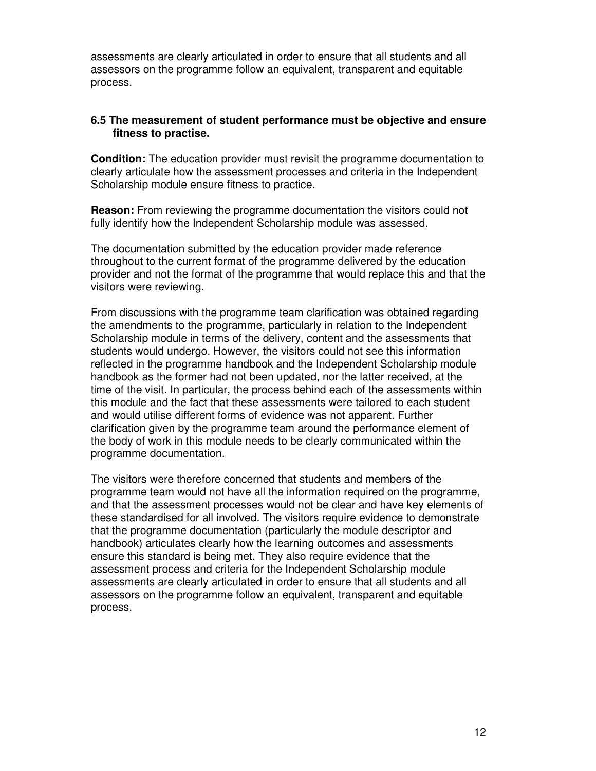assessments are clearly articulated in order to ensure that all students and all assessors on the programme follow an equivalent, transparent and equitable process.

**6.5 The measurement of student performance must be objective and ensure fitness to practise.**

**Condition:** The education provider must revisit the programme documentation to clearly articulate how the assessment processes and criteria in the Independent Scholarship module ensure fitness to practice.

**Reason:** From reviewing the programme documentation the visitors could not fully identify how the Independent Scholarship module was assessed.

The documentation submitted by the education provider made reference throughout to the current format of the programme delivered by the education provider and not the format of the programme that would replace this and that the visitors were reviewing.

From discussions with the programme team clarification was obtained regarding the amendments to the programme, particularly in relation to the Independent Scholarship module in terms of the delivery, content and the assessments that students would undergo. However, the visitors could not see this information reflected in the programme handbook and the Independent Scholarship module handbook as the former had not been updated, nor the latter received, at the time of the visit. In particular, the process behind each of the assessments within this module and the fact that these assessments were tailored to each student and would utilise different forms of evidence was not apparent. Further clarification given by the programme team around the performance element of the body of work in this module needs to be clearly communicated within the programme documentation.

The visitors were therefore concerned that students and members of the programme team would not have all the information required on the programme, and that the assessment processes would not be clear and have key elements of these standardised for all involved. The visitors require evidence to demonstrate that the programme documentation (particularly the module descriptor and handbook) articulates clearly how the learning outcomes and assessments ensure this standard is being met. They also require evidence that the assessment process and criteria for the Independent Scholarship module assessments are clearly articulated in order to ensure that all students and all assessors on the programme follow an equivalent, transparent and equitable process.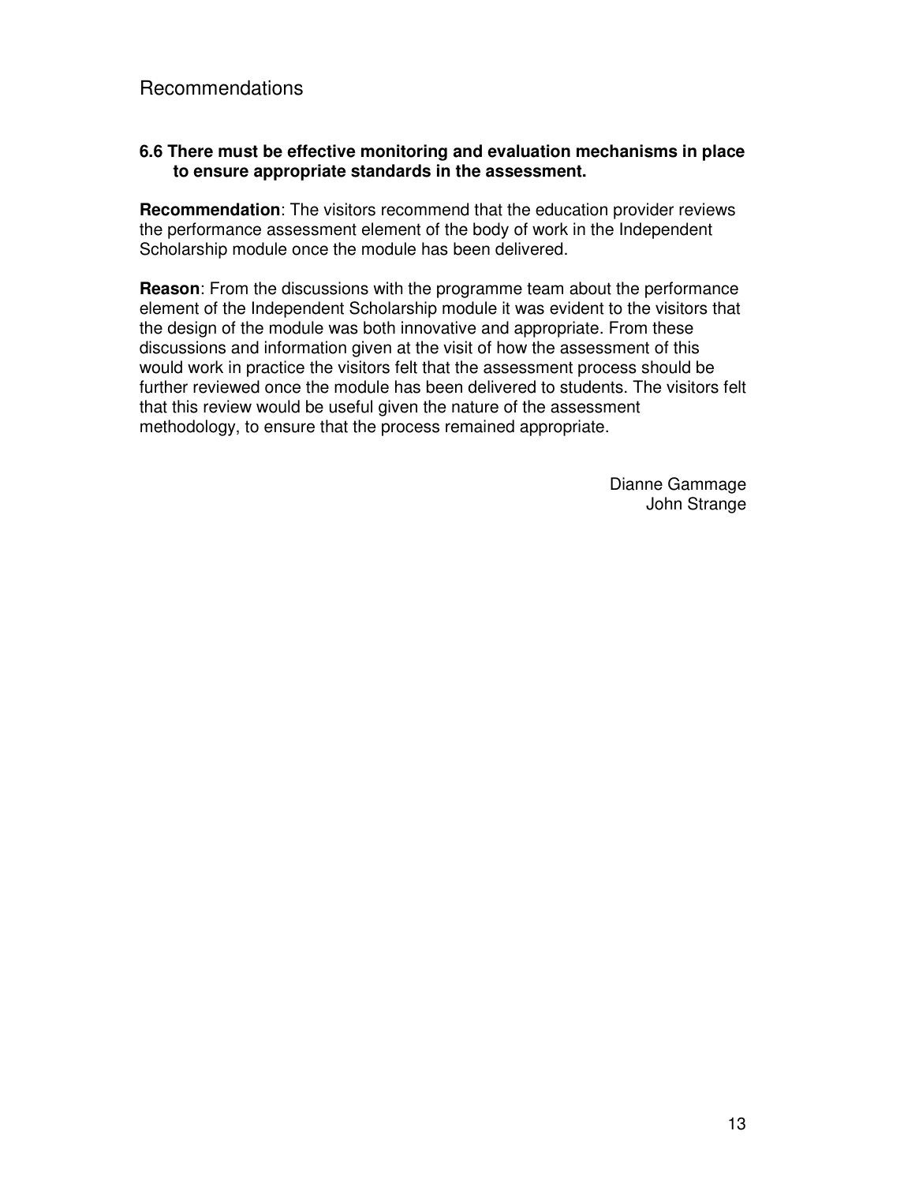## Recommendations

**6.6 There must be effective monitoring and evaluation mechanisms in place to ensure appropriate standards in the assessment.**

**Recommendation**: The visitors recommend that the education provider reviews the performance assessment element of the body of work in the Independent Scholarship module once the module has been delivered.

**Reason**: From the discussions with the programme team about the performance element of the Independent Scholarship module it was evident to the visitors that the design of the module was both innovative and appropriate. From these discussions and information given at the visit of how the assessment of this would work in practice the visitors felt that the assessment process should be further reviewed once the module has been delivered to students. The visitors felt that this review would be useful given the nature of the assessment methodology, to ensure that the process remained appropriate.

Dianne Gammage
John Strange